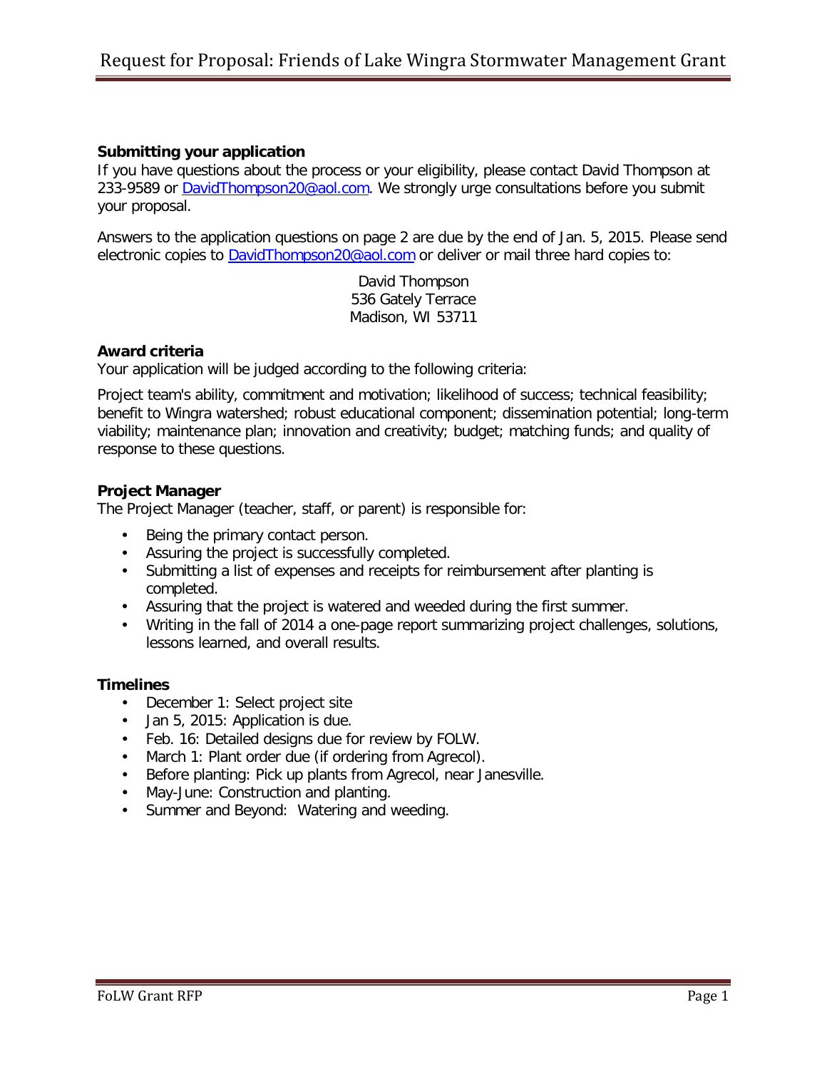# Request for Proposal: Friends of Lake Wingra Stormwater Management Grant

**Submitting your application**

If you have questions about the process or your eligibility, please contact David Thompson at 233-9589 or DavidThompson20@aol.com. We strongly urge consultations before you submit your proposal.

Answers to the application questions on page 2 are due by the end of Jan. 5, 2015. Please send electronic copies to DavidThompson20@aol.com or deliver or mail three hard copies to:

David Thompson  
536 Gately Terrace  
Madison, WI 53711

**Award criteria**

Your application will be judged according to the following criteria:

Project team's ability, commitment and motivation; likelihood of success; technical feasibility; benefit to Wingra watershed; robust educational component; dissemination potential; long-term viability; maintenance plan; innovation and creativity; budget; matching funds; and quality of response to these questions.

**Project Manager**

The Project Manager (teacher, staff, or parent) is responsible for:

- Being the primary contact person.
- Assuring the project is successfully completed.
- Submitting a list of expenses and receipts for reimbursement after planting is completed.
- Assuring that the project is watered and weeded during the first summer.
- Writing in the fall of 2014 a one-page report summarizing project challenges, solutions, lessons learned, and overall results.

**Timelines**

- December 1: Select project site
- Jan 5, 2015: Application is due.
- Feb. 16: Detailed designs due for review by FOLW.
- March 1: Plant order due (if ordering from Agrecol).
- Before planting: Pick up plants from Agrecol, near Janesville.
- May-June: Construction and planting.
- Summer and Beyond: Watering and weeding.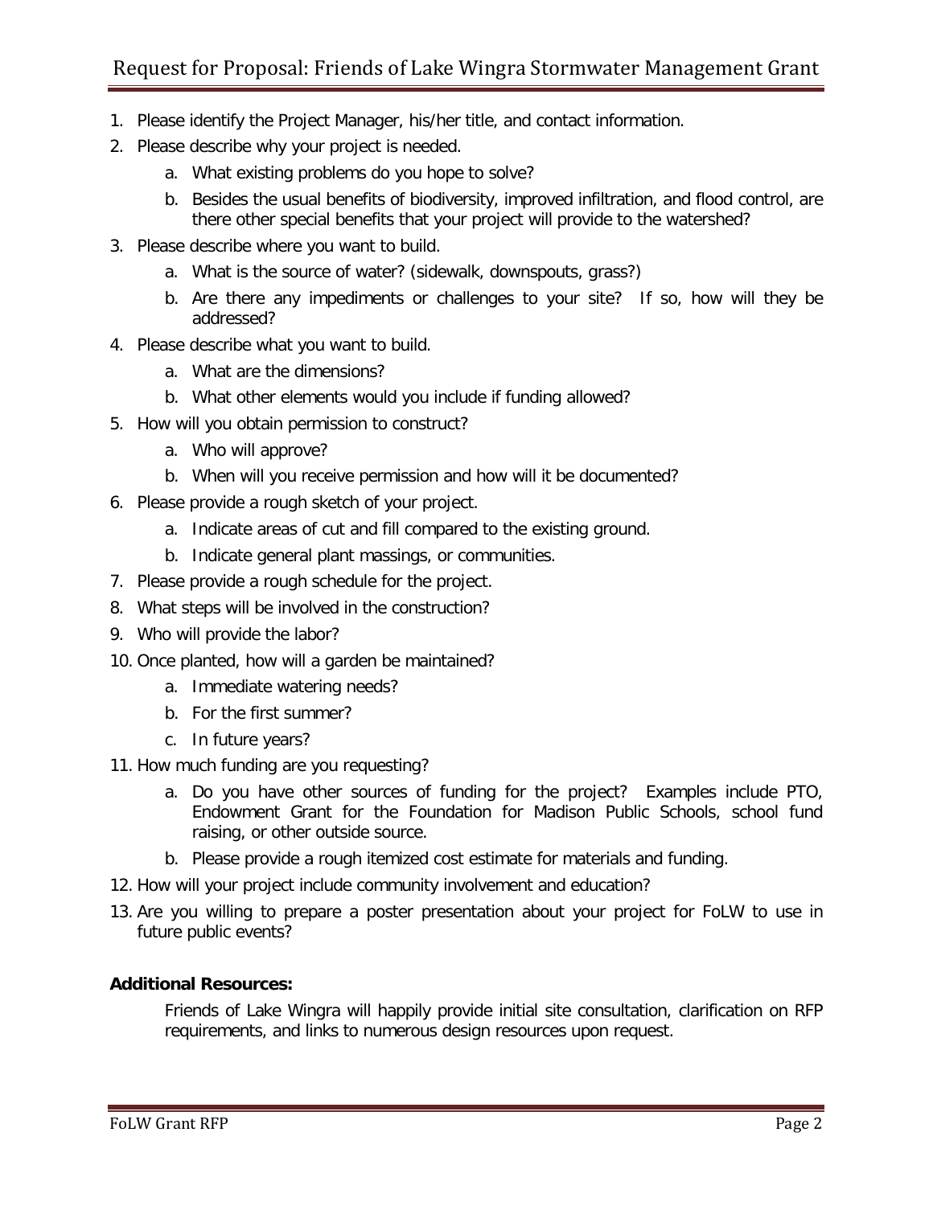1. Please identify the Project Manager, his/her title, and contact information.
2. Please describe why your project is needed.
    a. What existing problems do you hope to solve?
    b. Besides the usual benefits of biodiversity, improved infiltration, and flood control, are there other special benefits that your project will provide to the watershed?
3. Please describe where you want to build.
    a. What is the source of water? (sidewalk, downspouts, grass?)
    b. Are there any impediments or challenges to your site? If so, how will they be addressed?
4. Please describe what you want to build.
    a. What are the dimensions?
    b. What other elements would you include if funding allowed?
5. How will you obtain permission to construct?
    a. Who will approve?
    b. When will you receive permission and how will it be documented?
6. Please provide a rough sketch of your project.
    a. Indicate areas of cut and fill compared to the existing ground.
    b. Indicate general plant massings, or communities.
7. Please provide a rough schedule for the project.
8. What steps will be involved in the construction?
9. Who will provide the labor?
10. Once planted, how will a garden be maintained?
    a. Immediate watering needs?
    b. For the first summer?
    c. In future years?
11. How much funding are you requesting?
    a. Do you have other sources of funding for the project? Examples include PTO, Endowment Grant for the Foundation for Madison Public Schools, school fund raising, or other outside source.
    b. Please provide a rough itemized cost estimate for materials and funding.
12. How will your project include community involvement and education?
13. Are you willing to prepare a poster presentation about your project for FoLW to use in future public events?

**Additional Resources:**

Friends of Lake Wingra will happily provide initial site consultation, clarification on RFP requirements, and links to numerous design resources upon request.